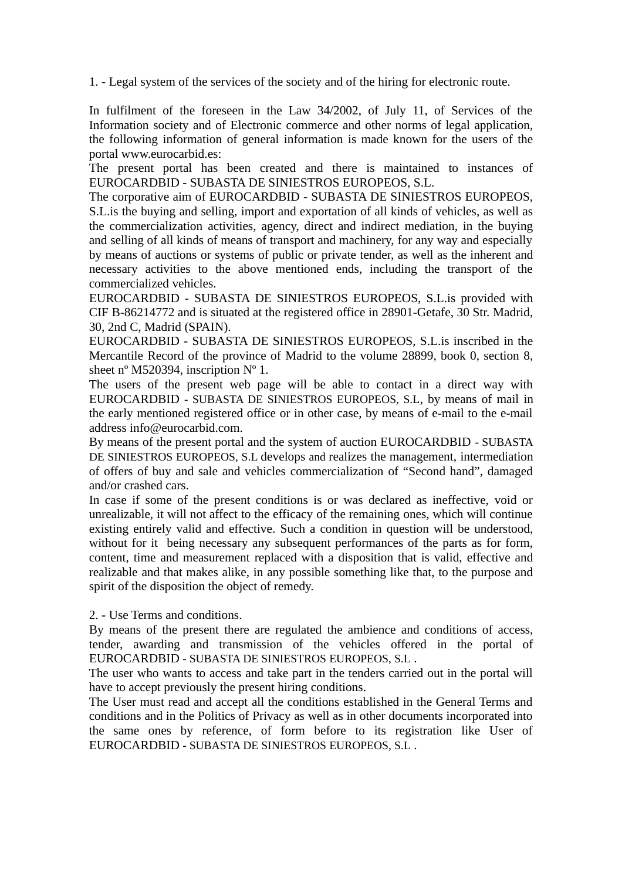1. - Legal system of the services of the society and of the hiring for electronic route.

In fulfilment of the foreseen in the Law 34/2002, of July 11, of Services of the Information society and of Electronic commerce and other norms of legal application, the following information of general information is made known for the users of the portal www.eurocarbid.es:

The present portal has been created and there is maintained to instances of EUROCARDBID - SUBASTA DE SINIESTROS EUROPEOS, S.L.

The corporative aim of EUROCARDBID - SUBASTA DE SINIESTROS EUROPEOS, S.L.is the buying and selling, import and exportation of all kinds of vehicles, as well as the commercialization activities, agency, direct and indirect mediation, in the buying and selling of all kinds of means of transport and machinery, for any way and especially by means of auctions or systems of public or private tender, as well as the inherent and necessary activities to the above mentioned ends, including the transport of the commercialized vehicles.

EUROCARDBID - SUBASTA DE SINIESTROS EUROPEOS, S.L.is provided with CIF B-86214772 and is situated at the registered office in 28901-Getafe, 30 Str. Madrid, 30, 2nd C, Madrid (SPAIN).

EUROCARDBID - SUBASTA DE SINIESTROS EUROPEOS, S.L.is inscribed in the Mercantile Record of the province of Madrid to the volume 28899, book 0, section 8, sheet nº M520394, inscription Nº 1.

The users of the present web page will be able to contact in a direct way with EUROCARDBID - SUBASTA DE SINIESTROS EUROPEOS, S.L, by means of mail in the early mentioned registered office or in other case, by means of e-mail to the e-mail address info@eurocarbid.com.

By means of the present portal and the system of auction EUROCARDBID - SUBASTA DE SINIESTROS EUROPEOS, S.L develops and realizes the management, intermediation of offers of buy and sale and vehicles commercialization of "Second hand", damaged and/or crashed cars.

In case if some of the present conditions is or was declared as ineffective, void or unrealizable, it will not affect to the efficacy of the remaining ones, which will continue existing entirely valid and effective. Such a condition in question will be understood, without for it being necessary any subsequent performances of the parts as for form, content, time and measurement replaced with a disposition that is valid, effective and realizable and that makes alike, in any possible something like that, to the purpose and spirit of the disposition the object of remedy.

2. - Use Terms and conditions.

By means of the present there are regulated the ambience and conditions of access, tender, awarding and transmission of the vehicles offered in the portal of EUROCARDBID - SUBASTA DE SINIESTROS EUROPEOS, S.L .

The user who wants to access and take part in the tenders carried out in the portal will have to accept previously the present hiring conditions.

The User must read and accept all the conditions established in the General Terms and conditions and in the Politics of Privacy as well as in other documents incorporated into the same ones by reference, of form before to its registration like User of EUROCARDBID - SUBASTA DE SINIESTROS EUROPEOS, S.L .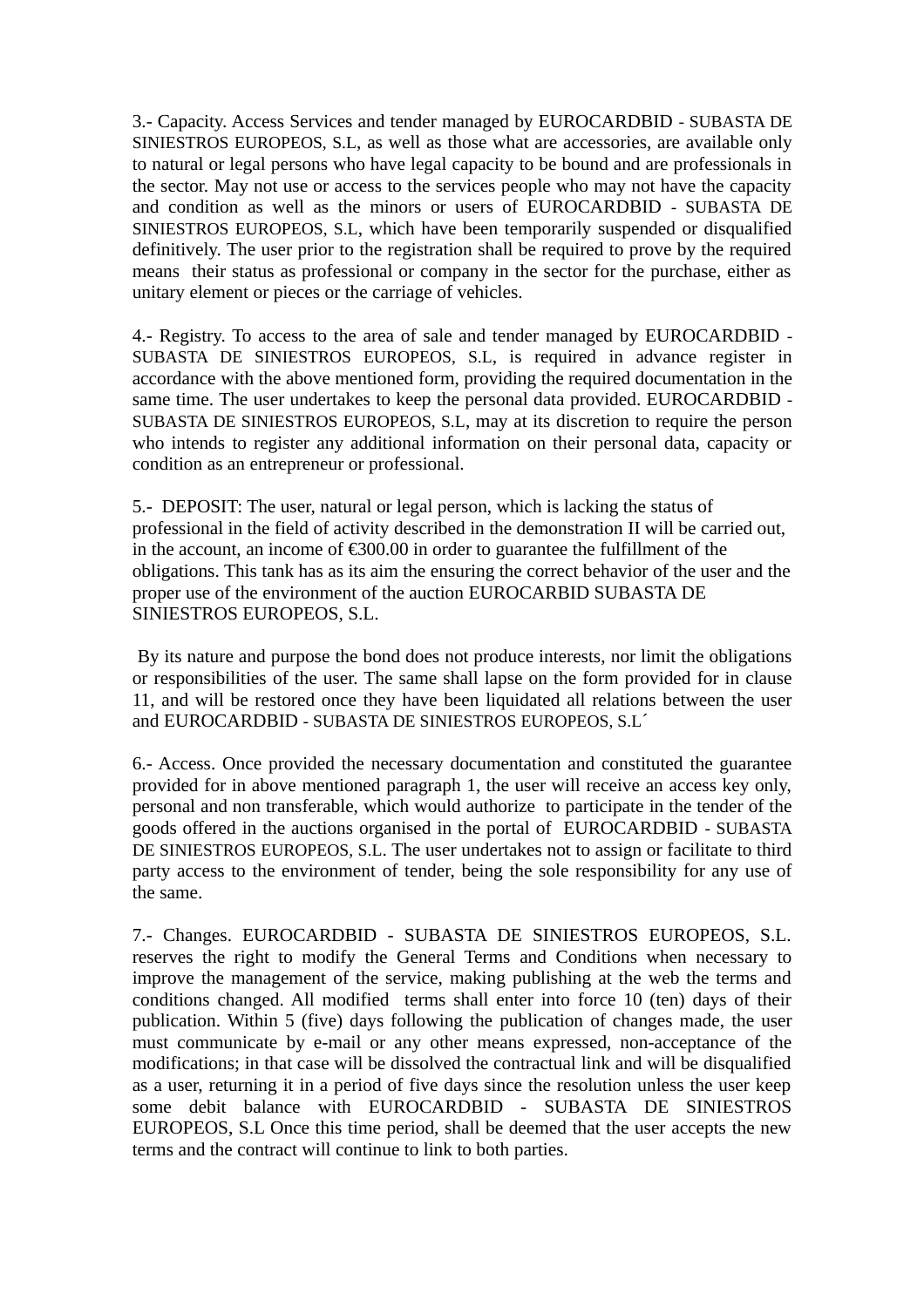3.- Capacity. Access Services and tender managed by EUROCARDBID - SUBASTA DE SINIESTROS EUROPEOS, S.L, as well as those what are accessories, are available only to natural or legal persons who have legal capacity to be bound and are professionals in the sector. May not use or access to the services people who may not have the capacity and condition as well as the minors or users of EUROCARDBID - SUBASTA DE SINIESTROS EUROPEOS, S.L, which have been temporarily suspended or disqualified definitively. The user prior to the registration shall be required to prove by the required means their status as professional or company in the sector for the purchase, either as unitary element or pieces or the carriage of vehicles.

4.- Registry. To access to the area of sale and tender managed by EUROCARDBID - SUBASTA DE SINIESTROS EUROPEOS, S.L, is required in advance register in accordance with the above mentioned form, providing the required documentation in the same time. The user undertakes to keep the personal data provided. EUROCARDBID - SUBASTA DE SINIESTROS EUROPEOS, S.L, may at its discretion to require the person who intends to register any additional information on their personal data, capacity or condition as an entrepreneur or professional.

5.- DEPOSIT: The user, natural or legal person, which is lacking the status of professional in the field of activity described in the demonstration II will be carried out, in the account, an income of €300.00 in order to guarantee the fulfillment of the obligations. This tank has as its aim the ensuring the correct behavior of the user and the proper use of the environment of the auction EUROCARBID SUBASTA DE SINIESTROS EUROPEOS, S.L.

By its nature and purpose the bond does not produce interests, nor limit the obligations or responsibilities of the user. The same shall lapse on the form provided for in clause 11, and will be restored once they have been liquidated all relations between the user and EUROCARDBID - SUBASTA DE SINIESTROS EUROPEOS, S.L´

6.- Access. Once provided the necessary documentation and constituted the guarantee provided for in above mentioned paragraph 1, the user will receive an access key only, personal and non transferable, which would authorize to participate in the tender of the goods offered in the auctions organised in the portal of EUROCARDBID - SUBASTA DE SINIESTROS EUROPEOS, S.L. The user undertakes not to assign or facilitate to third party access to the environment of tender, being the sole responsibility for any use of the same.

7.- Changes. EUROCARDBID - SUBASTA DE SINIESTROS EUROPEOS, S.L. reserves the right to modify the General Terms and Conditions when necessary to improve the management of the service, making publishing at the web the terms and conditions changed. All modified terms shall enter into force 10 (ten) days of their publication. Within 5 (five) days following the publication of changes made, the user must communicate by e-mail or any other means expressed, non-acceptance of the modifications; in that case will be dissolved the contractual link and will be disqualified as a user, returning it in a period of five days since the resolution unless the user keep some debit balance with EUROCARDBID - SUBASTA DE SINIESTROS EUROPEOS, S.L Once this time period, shall be deemed that the user accepts the new terms and the contract will continue to link to both parties.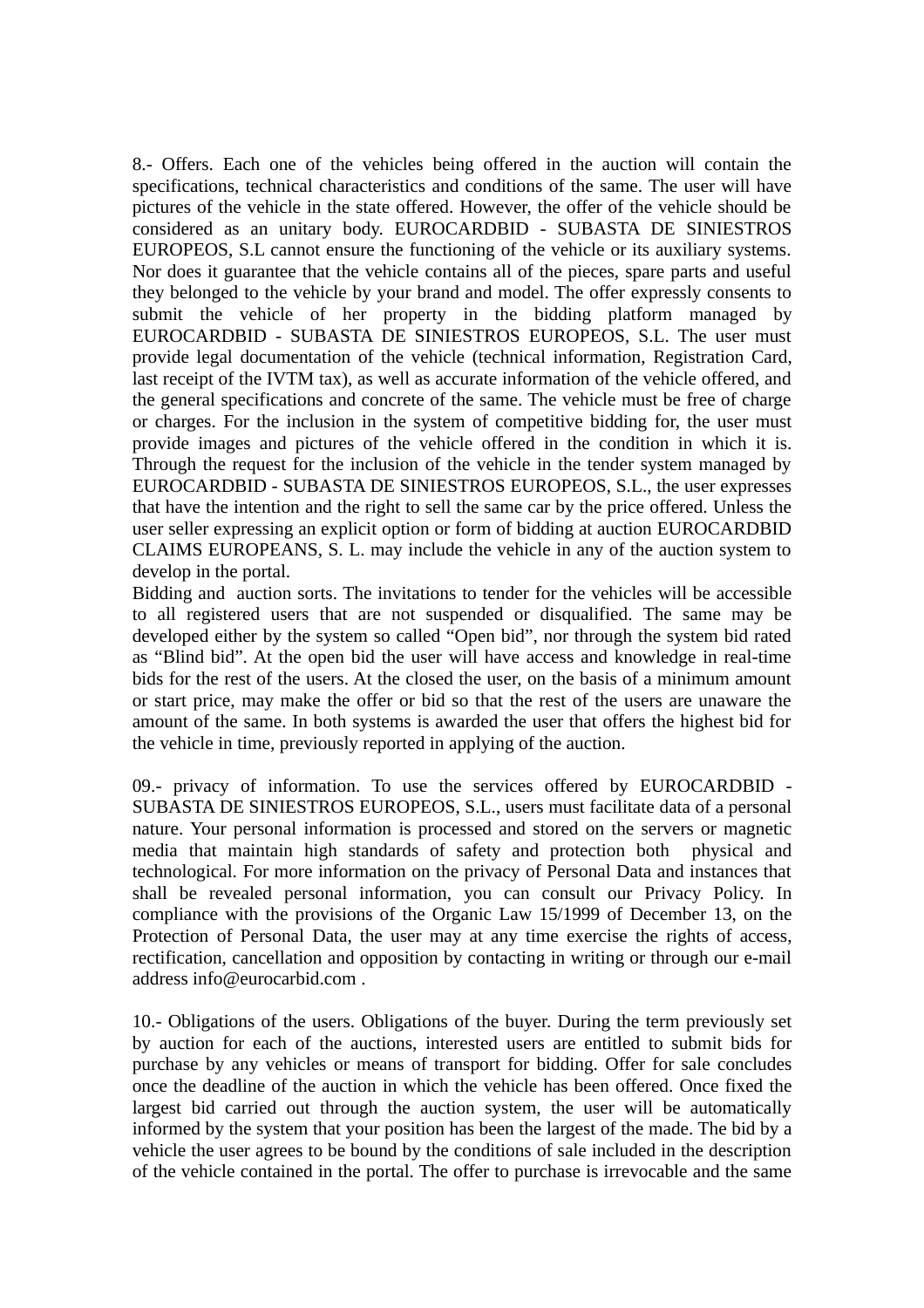8.- Offers. Each one of the vehicles being offered in the auction will contain the specifications, technical characteristics and conditions of the same. The user will have pictures of the vehicle in the state offered. However, the offer of the vehicle should be considered as an unitary body. EUROCARDBID - SUBASTA DE SINIESTROS EUROPEOS, S.L cannot ensure the functioning of the vehicle or its auxiliary systems. Nor does it guarantee that the vehicle contains all of the pieces, spare parts and useful they belonged to the vehicle by your brand and model. The offer expressly consents to submit the vehicle of her property in the bidding platform managed by EUROCARDBID - SUBASTA DE SINIESTROS EUROPEOS, S.L. The user must provide legal documentation of the vehicle (technical information, Registration Card, last receipt of the IVTM tax), as well as accurate information of the vehicle offered, and the general specifications and concrete of the same. The vehicle must be free of charge or charges. For the inclusion in the system of competitive bidding for, the user must provide images and pictures of the vehicle offered in the condition in which it is. Through the request for the inclusion of the vehicle in the tender system managed by EUROCARDBID - SUBASTA DE SINIESTROS EUROPEOS, S.L., the user expresses that have the intention and the right to sell the same car by the price offered. Unless the user seller expressing an explicit option or form of bidding at auction EUROCARDBID CLAIMS EUROPEANS, S. L. may include the vehicle in any of the auction system to develop in the portal.
Bidding and auction sorts. The invitations to tender for the vehicles will be accessible to all registered users that are not suspended or disqualified. The same may be developed either by the system so called "Open bid", nor through the system bid rated as "Blind bid". At the open bid the user will have access and knowledge in real-time bids for the rest of the users. At the closed the user, on the basis of a minimum amount or start price, may make the offer or bid so that the rest of the users are unaware the amount of the same. In both systems is awarded the user that offers the highest bid for the vehicle in time, previously reported in applying of the auction.

09.- privacy of information. To use the services offered by EUROCARDBID - SUBASTA DE SINIESTROS EUROPEOS, S.L., users must facilitate data of a personal nature. Your personal information is processed and stored on the servers or magnetic media that maintain high standards of safety and protection both physical and technological. For more information on the privacy of Personal Data and instances that shall be revealed personal information, you can consult our Privacy Policy. In compliance with the provisions of the Organic Law 15/1999 of December 13, on the Protection of Personal Data, the user may at any time exercise the rights of access, rectification, cancellation and opposition by contacting in writing or through our e-mail address info@eurocarbid.com .

10.- Obligations of the users. Obligations of the buyer. During the term previously set by auction for each of the auctions, interested users are entitled to submit bids for purchase by any vehicles or means of transport for bidding. Offer for sale concludes once the deadline of the auction in which the vehicle has been offered. Once fixed the largest bid carried out through the auction system, the user will be automatically informed by the system that your position has been the largest of the made. The bid by a vehicle the user agrees to be bound by the conditions of sale included in the description of the vehicle contained in the portal. The offer to purchase is irrevocable and the same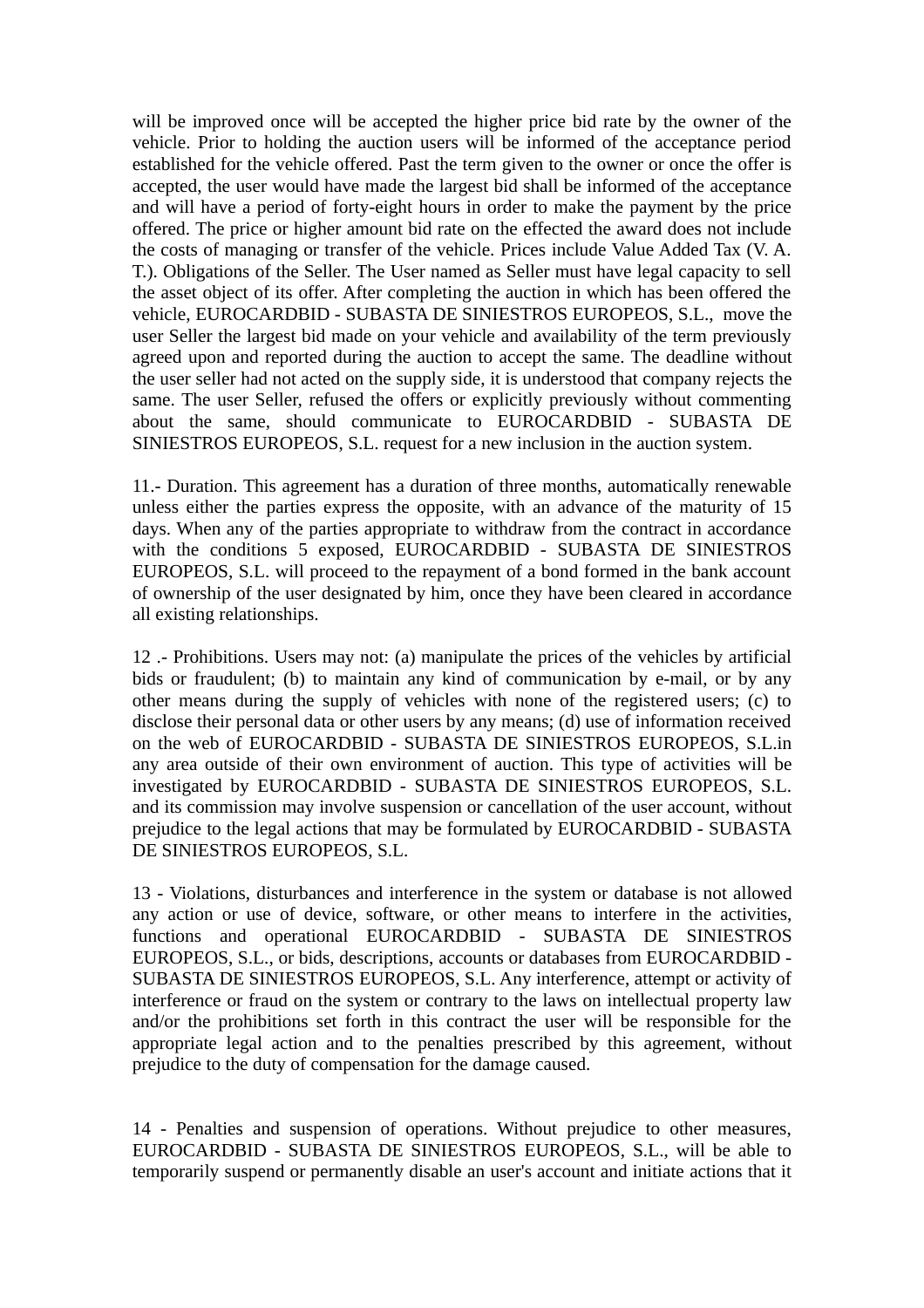will be improved once will be accepted the higher price bid rate by the owner of the vehicle. Prior to holding the auction users will be informed of the acceptance period established for the vehicle offered. Past the term given to the owner or once the offer is accepted, the user would have made the largest bid shall be informed of the acceptance and will have a period of forty-eight hours in order to make the payment by the price offered. The price or higher amount bid rate on the effected the award does not include the costs of managing or transfer of the vehicle. Prices include Value Added Tax (V. A. T.). Obligations of the Seller. The User named as Seller must have legal capacity to sell the asset object of its offer. After completing the auction in which has been offered the vehicle, EUROCARDBID - SUBASTA DE SINIESTROS EUROPEOS, S.L., move the user Seller the largest bid made on your vehicle and availability of the term previously agreed upon and reported during the auction to accept the same. The deadline without the user seller had not acted on the supply side, it is understood that company rejects the same. The user Seller, refused the offers or explicitly previously without commenting about the same, should communicate to EUROCARDBID - SUBASTA DE SINIESTROS EUROPEOS, S.L. request for a new inclusion in the auction system.

11.- Duration. This agreement has a duration of three months, automatically renewable unless either the parties express the opposite, with an advance of the maturity of 15 days. When any of the parties appropriate to withdraw from the contract in accordance with the conditions 5 exposed, EUROCARDBID - SUBASTA DE SINIESTROS EUROPEOS, S.L. will proceed to the repayment of a bond formed in the bank account of ownership of the user designated by him, once they have been cleared in accordance all existing relationships.

12 .- Prohibitions. Users may not: (a) manipulate the prices of the vehicles by artificial bids or fraudulent; (b) to maintain any kind of communication by e-mail, or by any other means during the supply of vehicles with none of the registered users; (c) to disclose their personal data or other users by any means; (d) use of information received on the web of EUROCARDBID - SUBASTA DE SINIESTROS EUROPEOS, S.L.in any area outside of their own environment of auction. This type of activities will be investigated by EUROCARDBID - SUBASTA DE SINIESTROS EUROPEOS, S.L. and its commission may involve suspension or cancellation of the user account, without prejudice to the legal actions that may be formulated by EUROCARDBID - SUBASTA DE SINIESTROS EUROPEOS, S.L.

13 - Violations, disturbances and interference in the system or database is not allowed any action or use of device, software, or other means to interfere in the activities, functions and operational EUROCARDBID - SUBASTA DE SINIESTROS EUROPEOS, S.L., or bids, descriptions, accounts or databases from EUROCARDBID - SUBASTA DE SINIESTROS EUROPEOS, S.L. Any interference, attempt or activity of interference or fraud on the system or contrary to the laws on intellectual property law and/or the prohibitions set forth in this contract the user will be responsible for the appropriate legal action and to the penalties prescribed by this agreement, without prejudice to the duty of compensation for the damage caused.

14 - Penalties and suspension of operations. Without prejudice to other measures, EUROCARDBID - SUBASTA DE SINIESTROS EUROPEOS, S.L., will be able to temporarily suspend or permanently disable an user's account and initiate actions that it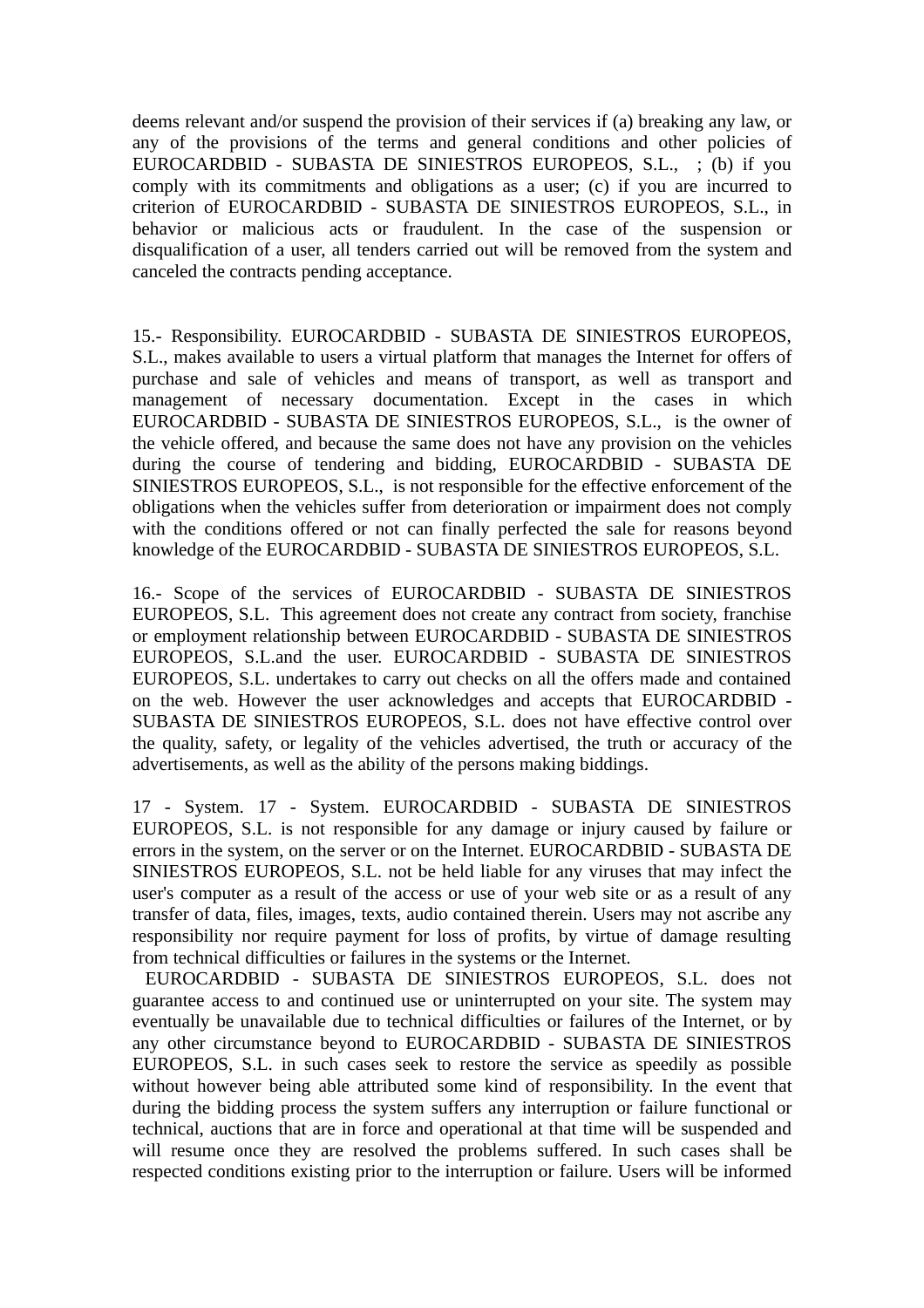deems relevant and/or suspend the provision of their services if (a) breaking any law, or any of the provisions of the terms and general conditions and other policies of EUROCARDBID - SUBASTA DE SINIESTROS EUROPEOS, S.L., ; (b) if you comply with its commitments and obligations as a user; (c) if you are incurred to criterion of EUROCARDBID - SUBASTA DE SINIESTROS EUROPEOS, S.L., in behavior or malicious acts or fraudulent. In the case of the suspension or disqualification of a user, all tenders carried out will be removed from the system and canceled the contracts pending acceptance.

15.- Responsibility. EUROCARDBID - SUBASTA DE SINIESTROS EUROPEOS, S.L., makes available to users a virtual platform that manages the Internet for offers of purchase and sale of vehicles and means of transport, as well as transport and management of necessary documentation. Except in the cases in which EUROCARDBID - SUBASTA DE SINIESTROS EUROPEOS, S.L., is the owner of the vehicle offered, and because the same does not have any provision on the vehicles during the course of tendering and bidding, EUROCARDBID - SUBASTA DE SINIESTROS EUROPEOS, S.L., is not responsible for the effective enforcement of the obligations when the vehicles suffer from deterioration or impairment does not comply with the conditions offered or not can finally perfected the sale for reasons beyond knowledge of the EUROCARDBID - SUBASTA DE SINIESTROS EUROPEOS, S.L.

16.- Scope of the services of EUROCARDBID - SUBASTA DE SINIESTROS EUROPEOS, S.L. This agreement does not create any contract from society, franchise or employment relationship between EUROCARDBID - SUBASTA DE SINIESTROS EUROPEOS, S.L.and the user. EUROCARDBID - SUBASTA DE SINIESTROS EUROPEOS, S.L. undertakes to carry out checks on all the offers made and contained on the web. However the user acknowledges and accepts that EUROCARDBID - SUBASTA DE SINIESTROS EUROPEOS, S.L. does not have effective control over the quality, safety, or legality of the vehicles advertised, the truth or accuracy of the advertisements, as well as the ability of the persons making biddings.

17 - System. 17 - System. EUROCARDBID - SUBASTA DE SINIESTROS EUROPEOS, S.L. is not responsible for any damage or injury caused by failure or errors in the system, on the server or on the Internet. EUROCARDBID - SUBASTA DE SINIESTROS EUROPEOS, S.L. not be held liable for any viruses that may infect the user's computer as a result of the access or use of your web site or as a result of any transfer of data, files, images, texts, audio contained therein. Users may not ascribe any responsibility nor require payment for loss of profits, by virtue of damage resulting from technical difficulties or failures in the systems or the Internet.

EUROCARDBID - SUBASTA DE SINIESTROS EUROPEOS, S.L. does not guarantee access to and continued use or uninterrupted on your site. The system may eventually be unavailable due to technical difficulties or failures of the Internet, or by any other circumstance beyond to EUROCARDBID - SUBASTA DE SINIESTROS EUROPEOS, S.L. in such cases seek to restore the service as speedily as possible without however being able attributed some kind of responsibility. In the event that during the bidding process the system suffers any interruption or failure functional or technical, auctions that are in force and operational at that time will be suspended and will resume once they are resolved the problems suffered. In such cases shall be respected conditions existing prior to the interruption or failure. Users will be informed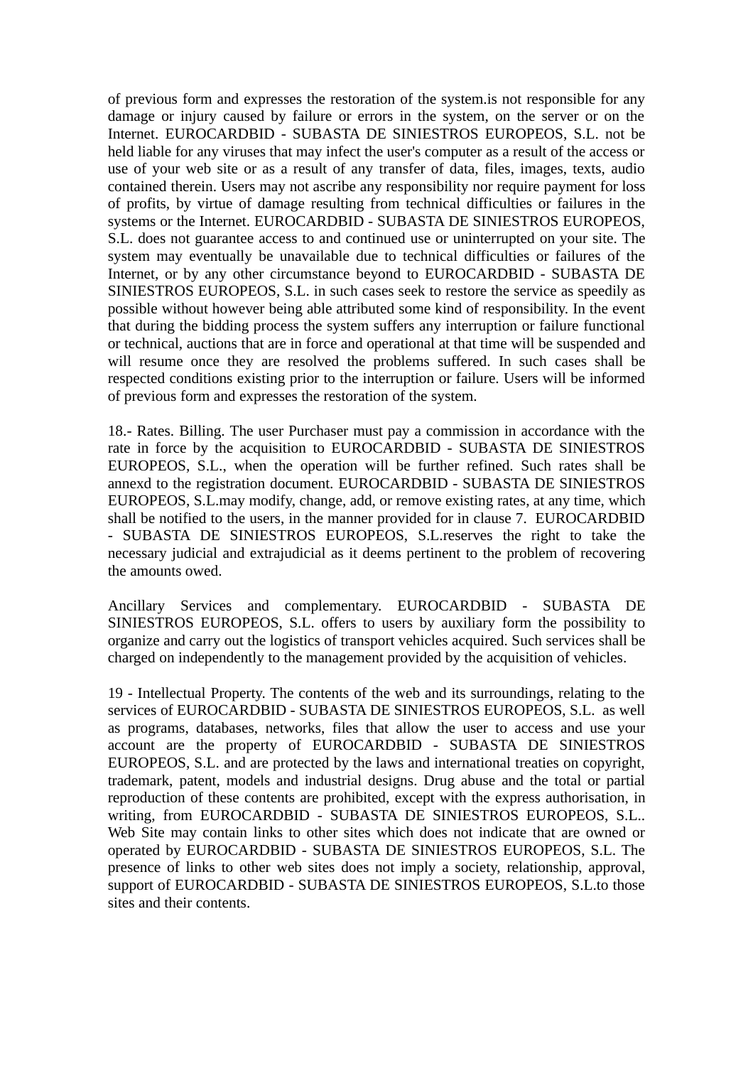of previous form and expresses the restoration of the system.is not responsible for any damage or injury caused by failure or errors in the system, on the server or on the Internet. EUROCARDBID - SUBASTA DE SINIESTROS EUROPEOS, S.L. not be held liable for any viruses that may infect the user's computer as a result of the access or use of your web site or as a result of any transfer of data, files, images, texts, audio contained therein. Users may not ascribe any responsibility nor require payment for loss of profits, by virtue of damage resulting from technical difficulties or failures in the systems or the Internet. EUROCARDBID - SUBASTA DE SINIESTROS EUROPEOS, S.L. does not guarantee access to and continued use or uninterrupted on your site. The system may eventually be unavailable due to technical difficulties or failures of the Internet, or by any other circumstance beyond to EUROCARDBID - SUBASTA DE SINIESTROS EUROPEOS, S.L. in such cases seek to restore the service as speedily as possible without however being able attributed some kind of responsibility. In the event that during the bidding process the system suffers any interruption or failure functional or technical, auctions that are in force and operational at that time will be suspended and will resume once they are resolved the problems suffered. In such cases shall be respected conditions existing prior to the interruption or failure. Users will be informed of previous form and expresses the restoration of the system.

18.- Rates. Billing. The user Purchaser must pay a commission in accordance with the rate in force by the acquisition to EUROCARDBID - SUBASTA DE SINIESTROS EUROPEOS, S.L., when the operation will be further refined. Such rates shall be annexd to the registration document. EUROCARDBID - SUBASTA DE SINIESTROS EUROPEOS, S.L.may modify, change, add, or remove existing rates, at any time, which shall be notified to the users, in the manner provided for in clause 7. EUROCARDBID - SUBASTA DE SINIESTROS EUROPEOS, S.L.reserves the right to take the necessary judicial and extrajudicial as it deems pertinent to the problem of recovering the amounts owed.

Ancillary Services and complementary. EUROCARDBID - SUBASTA DE SINIESTROS EUROPEOS, S.L. offers to users by auxiliary form the possibility to organize and carry out the logistics of transport vehicles acquired. Such services shall be charged on independently to the management provided by the acquisition of vehicles.

19 - Intellectual Property. The contents of the web and its surroundings, relating to the services of EUROCARDBID - SUBASTA DE SINIESTROS EUROPEOS, S.L. as well as programs, databases, networks, files that allow the user to access and use your account are the property of EUROCARDBID - SUBASTA DE SINIESTROS EUROPEOS, S.L. and are protected by the laws and international treaties on copyright, trademark, patent, models and industrial designs. Drug abuse and the total or partial reproduction of these contents are prohibited, except with the express authorisation, in writing, from EUROCARDBID - SUBASTA DE SINIESTROS EUROPEOS, S.L.. Web Site may contain links to other sites which does not indicate that are owned or operated by EUROCARDBID - SUBASTA DE SINIESTROS EUROPEOS, S.L. The presence of links to other web sites does not imply a society, relationship, approval, support of EUROCARDBID - SUBASTA DE SINIESTROS EUROPEOS, S.L.to those sites and their contents.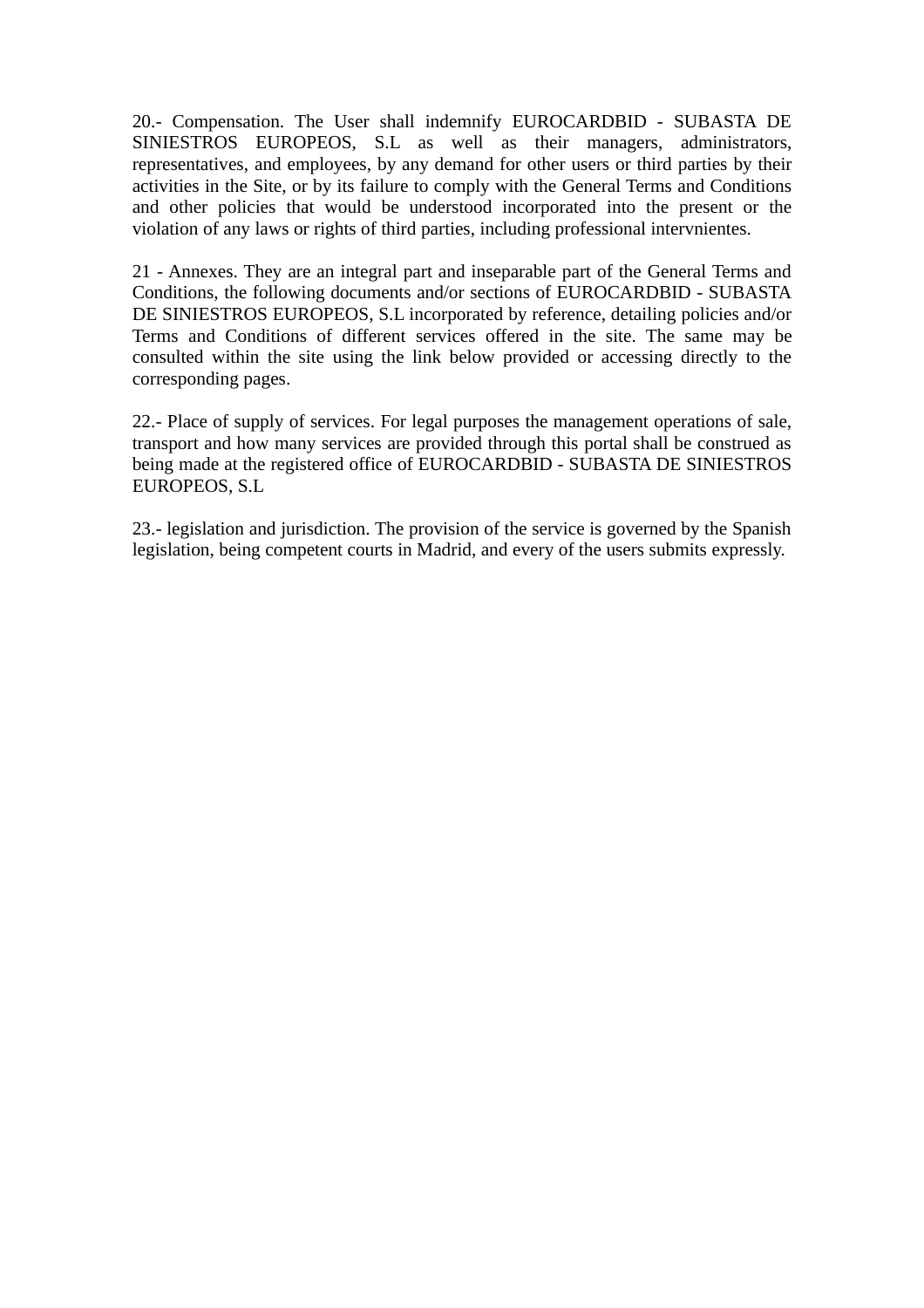20.- Compensation. The User shall indemnify EUROCARDBID - SUBASTA DE SINIESTROS EUROPEOS, S.L as well as their managers, administrators, representatives, and employees, by any demand for other users or third parties by their activities in the Site, or by its failure to comply with the General Terms and Conditions and other policies that would be understood incorporated into the present or the violation of any laws or rights of third parties, including professional intervnientes.

21 - Annexes. They are an integral part and inseparable part of the General Terms and Conditions, the following documents and/or sections of EUROCARDBID - SUBASTA DE SINIESTROS EUROPEOS, S.L incorporated by reference, detailing policies and/or Terms and Conditions of different services offered in the site. The same may be consulted within the site using the link below provided or accessing directly to the corresponding pages.

22.- Place of supply of services. For legal purposes the management operations of sale, transport and how many services are provided through this portal shall be construed as being made at the registered office of EUROCARDBID - SUBASTA DE SINIESTROS EUROPEOS, S.L

23.- legislation and jurisdiction. The provision of the service is governed by the Spanish legislation, being competent courts in Madrid, and every of the users submits expressly.